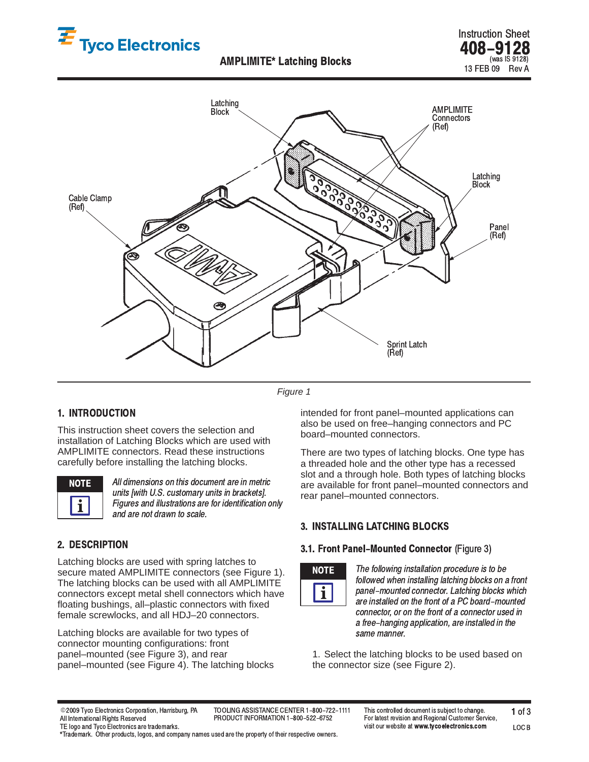# AMPLIMITE* Latching Blocks

Instruction Sheet
**408–9128**
(was IS 9128)
13 FEB 09 Rev A

Latching Block

AMPLIMITE Connectors (Ref)

Latching Block

Cable Clamp (Ref)

Panel (Ref)

Sprint Latch (Ref)

*Figure 1*

## 1. INTRODUCTION

This instruction sheet covers the selection and installation of Latching Blocks which are used with AMPLIMITE connectors. Read these instructions carefully before installing the latching blocks.

**NOTE**

*All dimensions on this document are in metric units [with U.S. customary units in brackets]. Figures and illustrations are for identification only and are not drawn to scale.*

## 2. DESCRIPTION

Latching blocks are used with spring latches to secure mated AMPLIMITE connectors (see Figure 1). The latching blocks can be used with all AMPLIMITE connectors except metal shell connectors which have floating bushings, all–plastic connectors with fixed female screwlocks, and all HDJ–20 connectors.

Latching blocks are available for two types of connector mounting configurations: front panel–mounted (see Figure 3), and rear panel–mounted (see Figure 4). The latching blocks intended for front panel–mounted applications can also be used on free–hanging connectors and PC board–mounted connectors.

There are two types of latching blocks. One type has a threaded hole and the other type has a recessed slot and a through hole. Both types of latching blocks are available for front panel–mounted connectors and rear panel–mounted connectors.

## 3. INSTALLING LATCHING BLOCKS

### 3.1. Front Panel–Mounted Connector (Figure 3)

**NOTE**

*The following installation procedure is to be followed when installing latching blocks on a front panel–mounted connector. Latching blocks which are installed on the front of a PC board–mounted connector, or on the front of a connector used in a free–hanging application, are installed in the same manner.*

1. Select the latching blocks to be used based on the connector size (see Figure 2).

©2009 Tyco Electronics Corporation, Harrisburg, PA
All International Rights Reserved
TE logo and Tyco Electronics are trademarks.
*Trademark. Other products, logos, and company names used are the property of their respective owners.

TOOLING ASSISTANCE CENTER 1–800–722–1111
PRODUCT INFORMATION 1–800–522–6752

This controlled document is subject to change. For latest revision and Regional Customer Service, visit our website at **www.tycoelectronics.com**

LOC B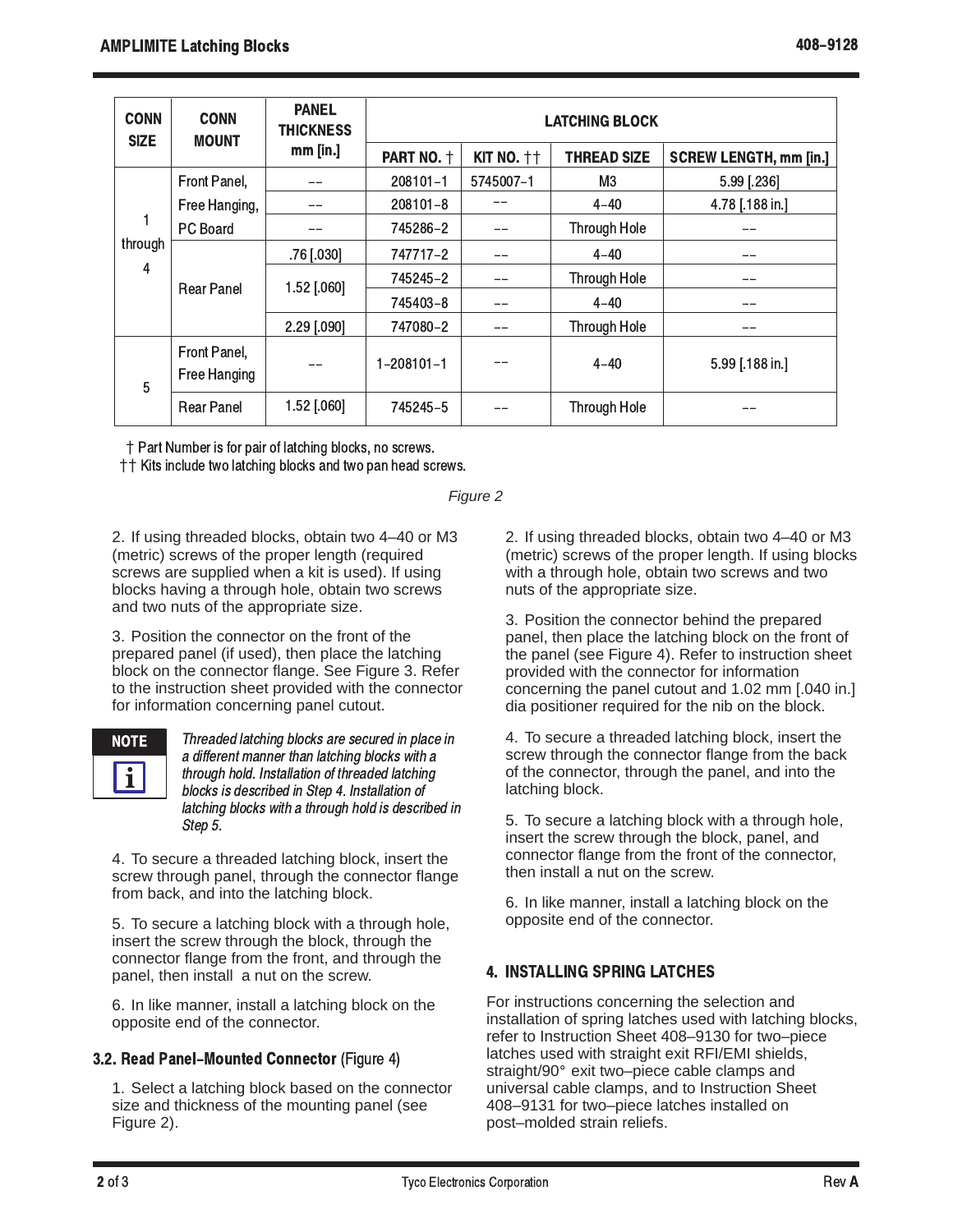| CONN SIZE | CONN MOUNT | PANEL THICKNESS mm [in.] | LATCHING BLOCK | | | |
|---|---|---|---|---|---|---|
| | | | PART NO. † | KIT NO. †† | THREAD SIZE | SCREW LENGTH, mm [in.] |
| 1 through 4 | Front Panel, Free Hanging, PC Board | –– | 208101–1 | 5745007–1 | M3 | 5.99 [.236] |
| | | –– | 208101–8 | –– | 4–40 | 4.78 [.188 in.] |
| | | –– | 745286–2 | –– | Through Hole | –– |
| | Rear Panel | .76 [.030] | 747717–2 | –– | 4–40 | –– |
| | | 1.52 [.060] | 745245–2 | –– | Through Hole | –– |
| | | | 745403–8 | –– | 4–40 | –– |
| | | 2.29 [.090] | 747080–2 | –– | Through Hole | –– |
| 5 | Front Panel, Free Hanging | –– | 1–208101–1 | –– | 4–40 | 5.99 [.188 in.] |
| | Rear Panel | 1.52 [.060] | 745245–5 | –– | Through Hole | –– |

† Part Number is for pair of latching blocks, no screws.
†† Kits include two latching blocks and two pan head screws.

*Figure 2*

2. If using threaded blocks, obtain two 4–40 or M3 (metric) screws of the proper length (required screws are supplied when a kit is used). If using blocks having a through hole, obtain two screws and two nuts of the appropriate size.

3. Position the connector on the front of the prepared panel (if used), then place the latching block on the connector flange. See Figure 3. Refer to the instruction sheet provided with the connector for information concerning panel cutout.

**NOTE**

*Threaded latching blocks are secured in place in a different manner than latching blocks with a through hold. Installation of threaded latching blocks is described in Step 4. Installation of latching blocks with a through hold is described in Step 5.*

4. To secure a threaded latching block, insert the screw through panel, through the connector flange from back, and into the latching block.

5. To secure a latching block with a through hole, insert the screw through the block, through the connector flange from the front, and through the panel, then install a nut on the screw.

6. In like manner, install a latching block on the opposite end of the connector.

### 3.2. Read Panel–Mounted Connector (Figure 4)

1. Select a latching block based on the connector size and thickness of the mounting panel (see Figure 2).

2. If using threaded blocks, obtain two 4–40 or M3 (metric) screws of the proper length. If using blocks with a through hole, obtain two screws and two nuts of the appropriate size.

3. Position the connector behind the prepared panel, then place the latching block on the front of the panel (see Figure 4). Refer to instruction sheet provided with the connector for information concerning the panel cutout and 1.02 mm [.040 in.] dia positioner required for the nib on the block.

4. To secure a threaded latching block, insert the screw through the connector flange from the back of the connector, through the panel, and into the latching block.

5. To secure a latching block with a through hole, insert the screw through the block, panel, and connector flange from the front of the connector, then install a nut on the screw.

6. In like manner, install a latching block on the opposite end of the connector.

## 4. INSTALLING SPRING LATCHES

For instructions concerning the selection and installation of spring latches used with latching blocks, refer to Instruction Sheet 408–9130 for two–piece latches used with straight exit RFI/EMI shields, straight/90° exit two–piece cable clamps and universal cable clamps, and to Instruction Sheet 408–9131 for two–piece latches installed on post–molded strain reliefs.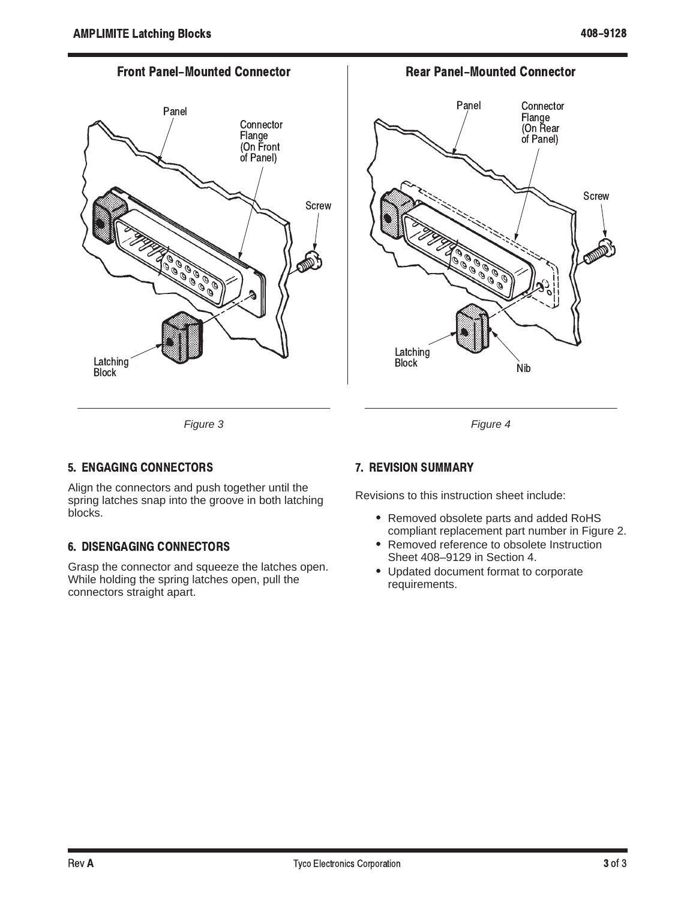**Front Panel–Mounted Connector**

Panel

Connector Flange (On Front of Panel)

Screw

Latching Block

Figure 3

**Rear Panel–Mounted Connector**

Panel

Connector Flange (On Rear of Panel)

Screw

Latching Block

Nib

Figure 4

## 5. ENGAGING CONNECTORS

Align the connectors and push together until the spring latches snap into the groove in both latching blocks.

## 6. DISENGAGING CONNECTORS

Grasp the connector and squeeze the latches open. While holding the spring latches open, pull the connectors straight apart.

## 7. REVISION SUMMARY

Revisions to this instruction sheet include:

- Removed obsolete parts and added RoHS compliant replacement part number in Figure 2.
- Removed reference to obsolete Instruction Sheet 408–9129 in Section 4.
- Updated document format to corporate requirements.